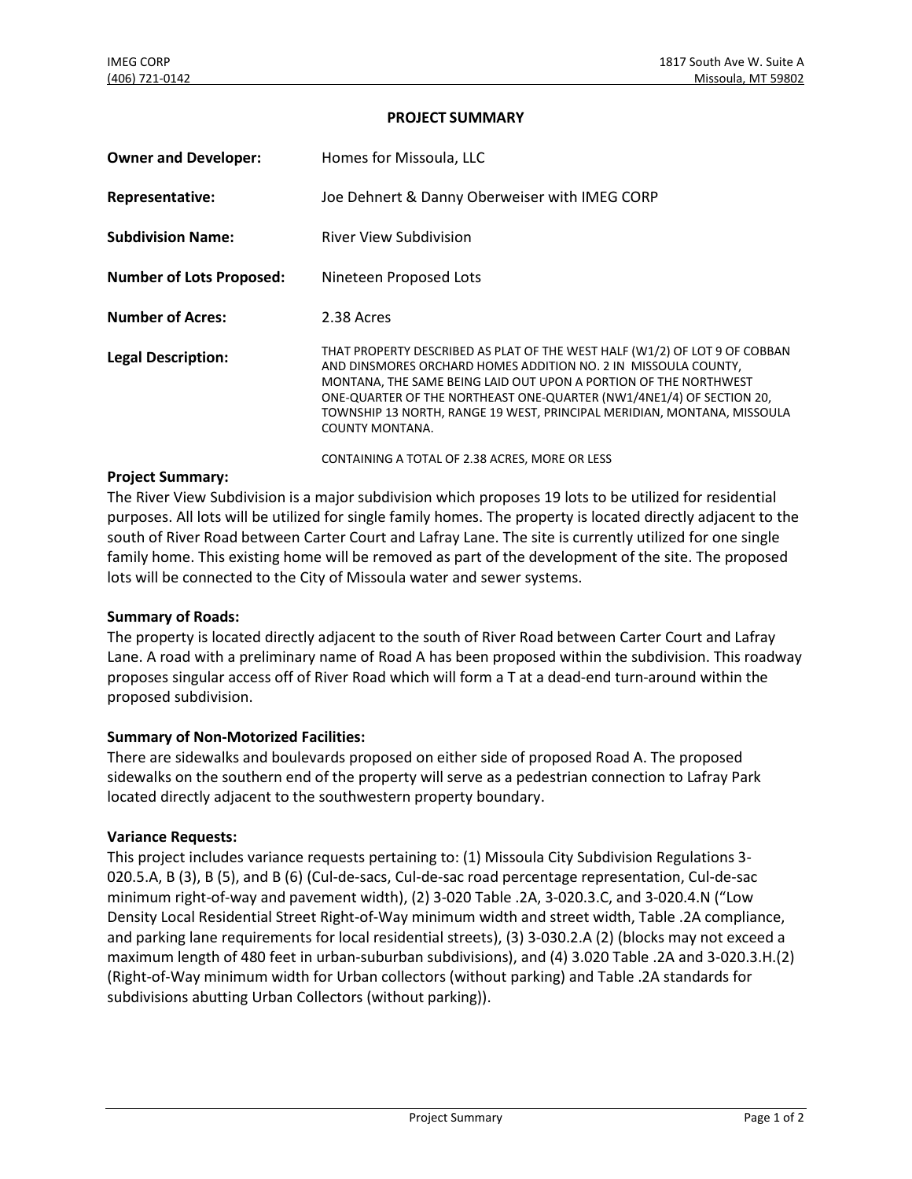IMEG CORP
(406) 721-0142

1817 South Ave W. Suite A
Missoula, MT 59802

## PROJECT SUMMARY

| | |
|---|---|
| **Owner and Developer:** | Homes for Missoula, LLC |
| **Representative:** | Joe Dehnert & Danny Oberweiser with IMEG CORP |
| **Subdivision Name:** | River View Subdivision |
| **Number of Lots Proposed:** | Nineteen Proposed Lots |
| **Number of Acres:** | 2.38 Acres |
| **Legal Description:** | THAT PROPERTY DESCRIBED AS PLAT OF THE WEST HALF (W1/2) OF LOT 9 OF COBBAN AND DINSMORES ORCHARD HOMES ADDITION NO. 2 IN MISSOULA COUNTY, MONTANA, THE SAME BEING LAID OUT UPON A PORTION OF THE NORTHWEST ONE-QUARTER OF THE NORTHEAST ONE-QUARTER (NW1/4NE1/4) OF SECTION 20, TOWNSHIP 13 NORTH, RANGE 19 WEST, PRINCIPAL MERIDIAN, MONTANA, MISSOULA COUNTY MONTANA.<br><br>CONTAINING A TOTAL OF 2.38 ACRES, MORE OR LESS |

**Project Summary:**

The River View Subdivision is a major subdivision which proposes 19 lots to be utilized for residential purposes. All lots will be utilized for single family homes. The property is located directly adjacent to the south of River Road between Carter Court and Lafray Lane. The site is currently utilized for one single family home. This existing home will be removed as part of the development of the site. The proposed lots will be connected to the City of Missoula water and sewer systems.

**Summary of Roads:**

The property is located directly adjacent to the south of River Road between Carter Court and Lafray Lane. A road with a preliminary name of Road A has been proposed within the subdivision. This roadway proposes singular access off of River Road which will form a T at a dead-end turn-around within the proposed subdivision.

**Summary of Non-Motorized Facilities:**

There are sidewalks and boulevards proposed on either side of proposed Road A. The proposed sidewalks on the southern end of the property will serve as a pedestrian connection to Lafray Park located directly adjacent to the southwestern property boundary.

**Variance Requests:**

This project includes variance requests pertaining to: (1) Missoula City Subdivision Regulations 3-020.5.A, B (3), B (5), and B (6) (Cul-de-sacs, Cul-de-sac road percentage representation, Cul-de-sac minimum right-of-way and pavement width), (2) 3-020 Table .2A, 3-020.3.C, and 3-020.4.N ("Low Density Local Residential Street Right-of-Way minimum width and street width, Table .2A compliance, and parking lane requirements for local residential streets), (3) 3-030.2.A (2) (blocks may not exceed a maximum length of 480 feet in urban-suburban subdivisions), and (4) 3.020 Table .2A and 3-020.3.H.(2) (Right-of-Way minimum width for Urban collectors (without parking) and Table .2A standards for subdivisions abutting Urban Collectors (without parking)).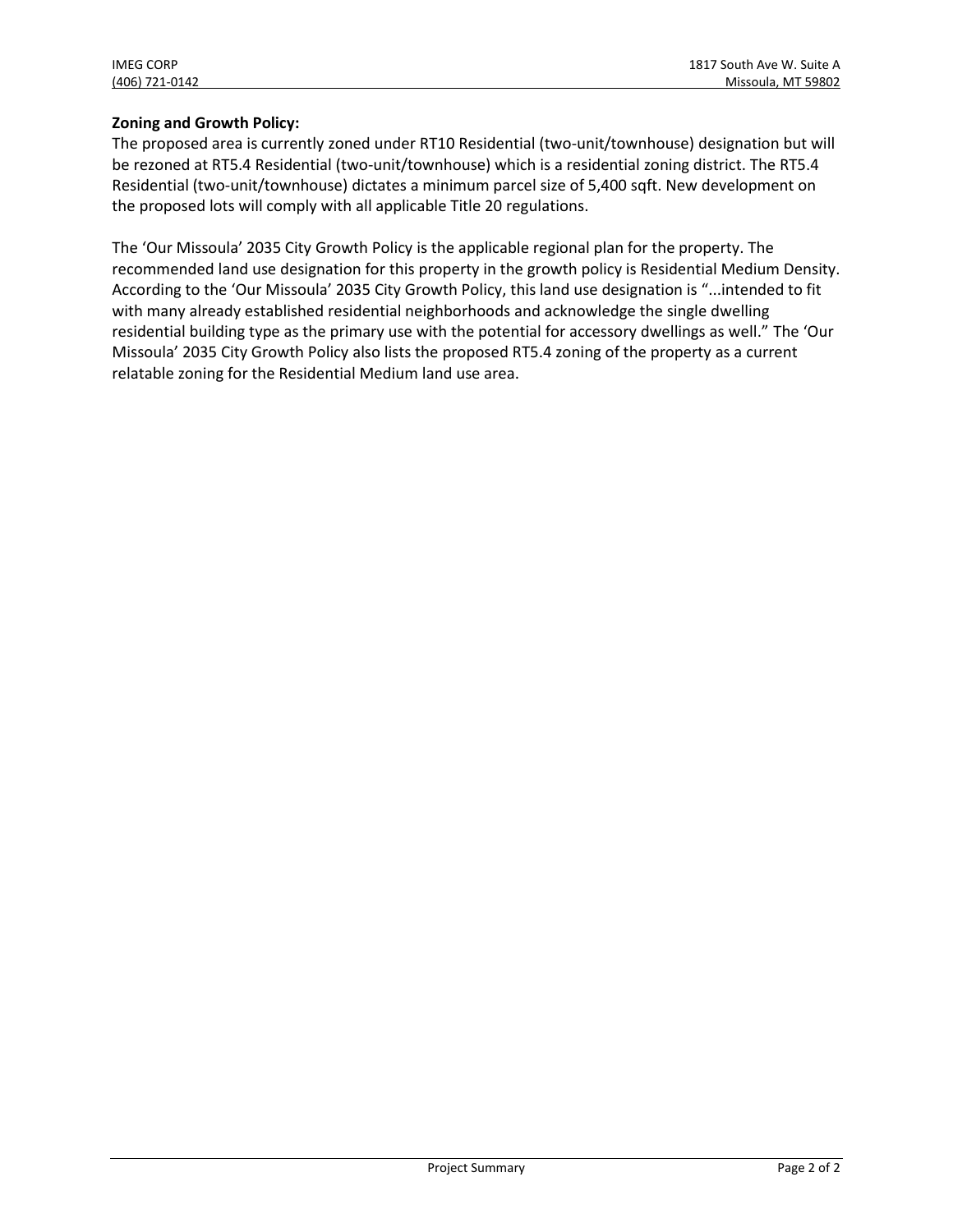**Zoning and Growth Policy:**

The proposed area is currently zoned under RT10 Residential (two-unit/townhouse) designation but will be rezoned at RT5.4 Residential (two-unit/townhouse) which is a residential zoning district. The RT5.4 Residential (two-unit/townhouse) dictates a minimum parcel size of 5,400 sqft. New development on the proposed lots will comply with all applicable Title 20 regulations.

The 'Our Missoula' 2035 City Growth Policy is the applicable regional plan for the property. The recommended land use designation for this property in the growth policy is Residential Medium Density. According to the 'Our Missoula' 2035 City Growth Policy, this land use designation is "...intended to fit with many already established residential neighborhoods and acknowledge the single dwelling residential building type as the primary use with the potential for accessory dwellings as well." The 'Our Missoula' 2035 City Growth Policy also lists the proposed RT5.4 zoning of the property as a current relatable zoning for the Residential Medium land use area.